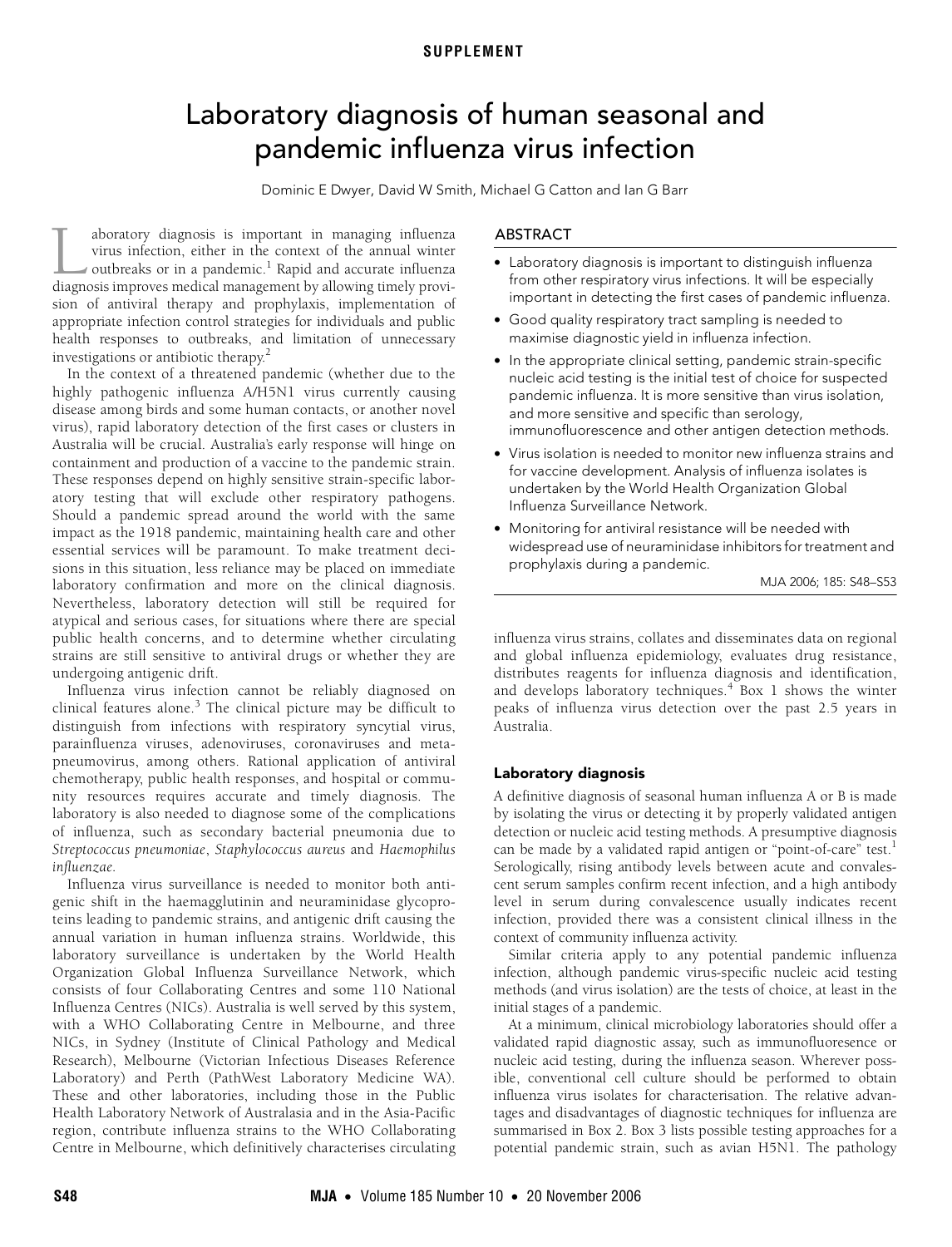SUPPLEMENT

# Laboratory diagnosis of human seasonal and pandemic influenza virus infection

Dominic E Dwyer, David W Smith, Michael G Catton and Ian G Barr

## ABSTRACT

- Laboratory diagnosis is important to distinguish influenza from other respiratory virus infections. It will be especially important in detecting the first cases of pandemic influenza.
- Good quality respiratory tract sampling is needed to maximise diagnostic yield in influenza infection.
- In the appropriate clinical setting, pandemic strain-specific nucleic acid testing is the initial test of choice for suspected pandemic influenza. It is more sensitive than virus isolation, and more sensitive and specific than serology, immunofluorescence and other antigen detection methods.
- Virus isolation is needed to monitor new influenza strains and for vaccine development. Analysis of influenza isolates is undertaken by the World Health Organization Global Influenza Surveillance Network.
- Monitoring for antiviral resistance will be needed with widespread use of neuraminidase inhibitors for treatment and prophylaxis during a pandemic.

MJA 2006; 185: S48–S53

Laboratory diagnosis is important in managing influenza virus infection, either in the context of the annual winter outbreaks or in a pandemic.[1] Rapid and accurate influenza diagnosis improves medical management by allowing timely provision of antiviral therapy and prophylaxis, implementation of appropriate infection control strategies for individuals and public health responses to outbreaks, and limitation of unnecessary investigations or antibiotic therapy.[2]

In the context of a threatened pandemic (whether due to the highly pathogenic influenza A/H5N1 virus currently causing disease among birds and some human contacts, or another novel virus), rapid laboratory detection of the first cases or clusters in Australia will be crucial. Australia's early response will hinge on containment and production of a vaccine to the pandemic strain. These responses depend on highly sensitive strain-specific laboratory testing that will exclude other respiratory pathogens. Should a pandemic spread around the world with the same impact as the 1918 pandemic, maintaining health care and other essential services will be paramount. To make treatment decisions in this situation, less reliance may be placed on immediate laboratory confirmation and more on the clinical diagnosis. Nevertheless, laboratory detection will still be required for atypical and serious cases, for situations where there are special public health concerns, and to determine whether circulating strains are still sensitive to antiviral drugs or whether they are undergoing antigenic drift.

Influenza virus infection cannot be reliably diagnosed on clinical features alone.[3] The clinical picture may be difficult to distinguish from infections with respiratory syncytial virus, parainfluenza viruses, adenoviruses, coronaviruses and metapneumovirus, among others. Rational application of antiviral chemotherapy, public health responses, and hospital or community resources requires accurate and timely diagnosis. The laboratory is also needed to diagnose some of the complications of influenza, such as secondary bacterial pneumonia due to *Streptococcus pneumoniae*, *Staphylococcus aureus* and *Haemophilus influenzae*.

Influenza virus surveillance is needed to monitor both antigenic shift in the haemagglutinin and neuraminidase glycoproteins leading to pandemic strains, and antigenic drift causing the annual variation in human influenza strains. Worldwide, this laboratory surveillance is undertaken by the World Health Organization Global Influenza Surveillance Network, which consists of four Collaborating Centres and some 110 National Influenza Centres (NICs). Australia is well served by this system, with a WHO Collaborating Centre in Melbourne, and three NICs, in Sydney (Institute of Clinical Pathology and Medical Research), Melbourne (Victorian Infectious Diseases Reference Laboratory) and Perth (PathWest Laboratory Medicine WA). These and other laboratories, including those in the Public Health Laboratory Network of Australasia and in the Asia-Pacific region, contribute influenza strains to the WHO Collaborating Centre in Melbourne, which definitively characterises circulating influenza virus strains, collates and disseminates data on regional and global influenza epidemiology, evaluates drug resistance, distributes reagents for influenza diagnosis and identification, and develops laboratory techniques.[4] Box 1 shows the winter peaks of influenza virus detection over the past 2.5 years in Australia.

## Laboratory diagnosis

A definitive diagnosis of seasonal human influenza A or B is made by isolating the virus or detecting it by properly validated antigen detection or nucleic acid testing methods. A presumptive diagnosis can be made by a validated rapid antigen or "point-of-care" test.[1] Serologically, rising antibody levels between acute and convalescent serum samples confirm recent infection, and a high antibody level in serum during convalescence usually indicates recent infection, provided there was a consistent clinical illness in the context of community influenza activity.

Similar criteria apply to any potential pandemic influenza infection, although pandemic virus-specific nucleic acid testing methods (and virus isolation) are the tests of choice, at least in the initial stages of a pandemic.

At a minimum, clinical microbiology laboratories should offer a validated rapid diagnostic assay, such as immunofluoresence or nucleic acid testing, during the influenza season. Wherever possible, conventional cell culture should be performed to obtain influenza virus isolates for characterisation. The relative advantages and disadvantages of diagnostic techniques for influenza are summarised in Box 2. Box 3 lists possible testing approaches for a potential pandemic strain, such as avian H5N1. The pathology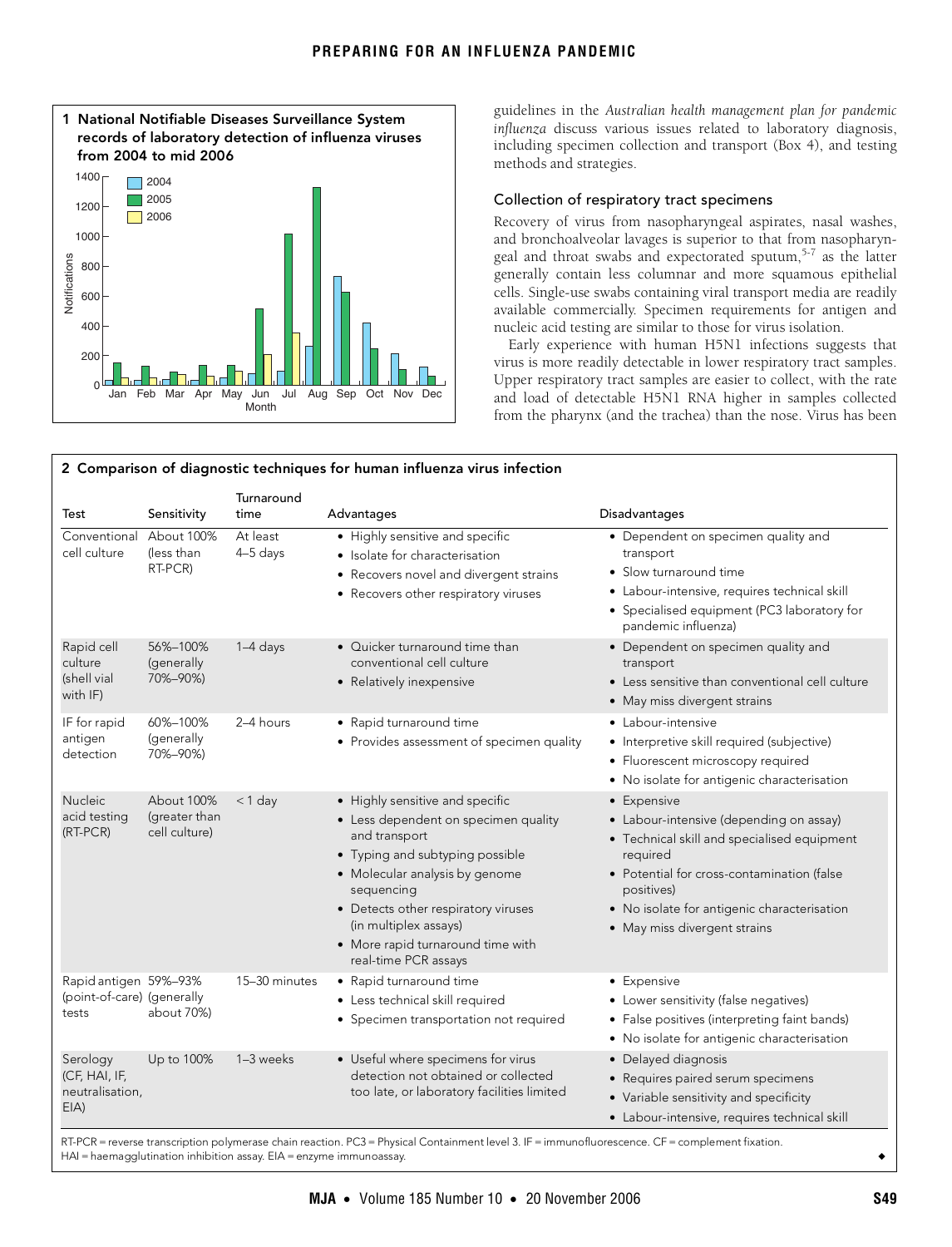**1 National Notifiable Diseases Surveillance System records of laboratory detection of influenza viruses from 2004 to mid 2006**

guidelines in the *Australian health management plan for pandemic influenza* discuss various issues related to laboratory diagnosis, including specimen collection and transport (Box 4), and testing methods and strategies.

### Collection of respiratory tract specimens

Recovery of virus from nasopharyngeal aspirates, nasal washes, and bronchoalveolar lavages is superior to that from nasopharyngeal and throat swabs and expectorated sputum,[5-7] as the latter generally contain less columnar and more squamous epithelial cells. Single-use swabs containing viral transport media are readily available commercially. Specimen requirements for antigen and nucleic acid testing are similar to those for virus isolation.

Early experience with human H5N1 infections suggests that virus is more readily detectable in lower respiratory tract samples. Upper respiratory tract samples are easier to collect, with the rate and load of detectable H5N1 RNA higher in samples collected from the pharynx (and the trachea) than the nose. Virus has been

**2 Comparison of diagnostic techniques for human influenza virus infection**

| Test | Sensitivity | Turnaround time | Advantages | Disadvantages |
|---|---|---|---|---|
| Conventional cell culture | About 100% (less than RT-PCR) | At least 4–5 days | • Highly sensitive and specific<br>• Isolate for characterisation<br>• Recovers novel and divergent strains<br>• Recovers other respiratory viruses | • Dependent on specimen quality and transport<br>• Slow turnaround time<br>• Labour-intensive, requires technical skill<br>• Specialised equipment (PC3 laboratory for pandemic influenza) |
| Rapid cell culture (shell vial with IF) | 56%–100% (generally 70%–90%) | 1–4 days | • Quicker turnaround time than conventional cell culture<br>• Relatively inexpensive | • Dependent on specimen quality and transport<br>• Less sensitive than conventional cell culture<br>• May miss divergent strains |
| IF for rapid antigen detection | 60%–100% (generally 70%–90%) | 2–4 hours | • Rapid turnaround time<br>• Provides assessment of specimen quality | • Labour-intensive<br>• Interpretive skill required (subjective)<br>• Fluorescent microscopy required<br>• No isolate for antigenic characterisation |
| Nucleic acid testing (RT-PCR) | About 100% (greater than cell culture) | < 1 day | • Highly sensitive and specific<br>• Less dependent on specimen quality and transport<br>• Typing and subtyping possible<br>• Molecular analysis by genome sequencing<br>• Detects other respiratory viruses (in multiplex assays)<br>• More rapid turnaround time with real-time PCR assays | • Expensive<br>• Labour-intensive (depending on assay)<br>• Technical skill and specialised equipment required<br>• Potential for cross-contamination (false positives)<br>• No isolate for antigenic characterisation<br>• May miss divergent strains |
| Rapid antigen (point-of-care) tests | 59%–93% (generally about 70%) | 15–30 minutes | • Rapid turnaround time<br>• Less technical skill required<br>• Specimen transportation not required | • Expensive<br>• Lower sensitivity (false negatives)<br>• False positives (interpreting faint bands)<br>• No isolate for antigenic characterisation |
| Serology (CF, HAI, IF, neutralisation, EIA) | Up to 100% | 1–3 weeks | • Useful where specimens for virus detection not obtained or collected too late, or laboratory facilities limited | • Delayed diagnosis<br>• Requires paired serum specimens<br>• Variable sensitivity and specificity<br>• Labour-intensive, requires technical skill |

RT-PCR = reverse transcription polymerase chain reaction. PC3 = Physical Containment level 3. IF = immunofluorescence. CF = complement fixation. HAI = haemagglutination inhibition assay. EIA = enzyme immunoassay.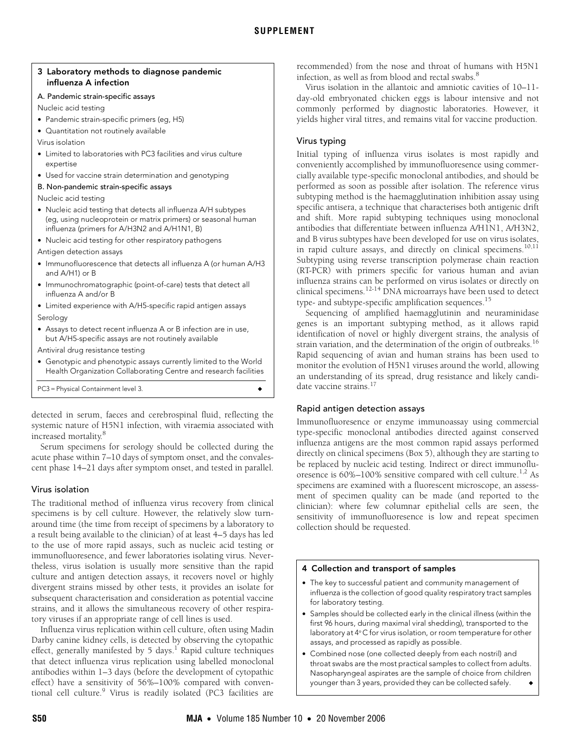### 3 Laboratory methods to diagnose pandemic influenza A infection

**A. Pandemic strain-specific assays**

Nucleic acid testing

- Pandemic strain-specific primers (eg, H5)
- Quantitation not routinely available

Virus isolation

- Limited to laboratories with PC3 facilities and virus culture expertise
- Used for vaccine strain determination and genotyping

**B. Non-pandemic strain-specific assays**

Nucleic acid testing

- Nucleic acid testing that detects all influenza A/H subtypes (eg, using nucleoprotein or matrix primers) or seasonal human influenza (primers for A/H3N2 and A/H1N1, B)
- Nucleic acid testing for other respiratory pathogens

Antigen detection assays

- Immunofluorescence that detects all influenza A (or human A/H3 and A/H1) or B
- Immunochromatographic (point-of-care) tests that detect all influenza A and/or B
- Limited experience with A/H5-specific rapid antigen assays

Serology

- Assays to detect recent influenza A or B infection are in use, but A/H5-specific assays are not routinely available

Antiviral drug resistance testing

- Genotypic and phenotypic assays currently limited to the World Health Organization Collaborating Centre and research facilities

PC3 = Physical Containment level 3.

detected in serum, faeces and cerebrospinal fluid, reflecting the systemic nature of H5N1 infection, with viraemia associated with increased mortality.[8]

Serum specimens for serology should be collected during the acute phase within 7–10 days of symptom onset, and the convalescent phase 14–21 days after symptom onset, and tested in parallel.

## Virus isolation

The traditional method of influenza virus recovery from clinical specimens is by cell culture. However, the relatively slow turnaround time (the time from receipt of specimens by a laboratory to a result being available to the clinician) of at least 4–5 days has led to the use of more rapid assays, such as nucleic acid testing or immunofluoresence, and fewer laboratories isolating virus. Nevertheless, virus isolation is usually more sensitive than the rapid culture and antigen detection assays, it recovers novel or highly divergent strains missed by other tests, it provides an isolate for subsequent characterisation and consideration as potential vaccine strains, and it allows the simultaneous recovery of other respiratory viruses if an appropriate range of cell lines is used.

Influenza virus replication within cell culture, often using Madin Darby canine kidney cells, is detected by observing the cytopathic effect, generally manifested by 5 days.[1] Rapid culture techniques that detect influenza virus replication using labelled monoclonal antibodies within 1–3 days (before the development of cytopathic effect) have a sensitivity of 56%–100% compared with conventional cell culture.[9] Virus is readily isolated (PC3 facilities are recommended) from the nose and throat of humans with H5N1 infection, as well as from blood and rectal swabs.[8]

Virus isolation in the allantoic and amniotic cavities of 10–11-day-old embryonated chicken eggs is labour intensive and not commonly performed by diagnostic laboratories. However, it yields higher viral titres, and remains vital for vaccine production.

## Virus typing

Initial typing of influenza virus isolates is most rapidly and conveniently accomplished by immunofluoresence using commercially available type-specific monoclonal antibodies, and should be performed as soon as possible after isolation. The reference virus subtyping method is the haemagglutination inhibition assay using specific antisera, a technique that characterises both antigenic drift and shift. More rapid subtyping techniques using monoclonal antibodies that differentiate between influenza A/H1N1, A/H3N2, and B virus subtypes have been developed for use on virus isolates, in rapid culture assays, and directly on clinical specimens.[10,11] Subtyping using reverse transcription polymerase chain reaction (RT-PCR) with primers specific for various human and avian influenza strains can be performed on virus isolates or directly on clinical specimens.[12-14] DNA microarrays have been used to detect type- and subtype-specific amplification sequences.[15]

Sequencing of amplified haemagglutinin and neuraminidase genes is an important subtyping method, as it allows rapid identification of novel or highly divergent strains, the analysis of strain variation, and the determination of the origin of outbreaks.[16] Rapid sequencing of avian and human strains has been used to monitor the evolution of H5N1 viruses around the world, allowing an understanding of its spread, drug resistance and likely candidate vaccine strains.[17]

## Rapid antigen detection assays

Immunofluoresence or enzyme immunoassay using commercial type-specific monoclonal antibodies directed against conserved influenza antigens are the most common rapid assays performed directly on clinical specimens (Box 5), although they are starting to be replaced by nucleic acid testing. Indirect or direct immunofluoresence is 60%–100% sensitive compared with cell culture.[1,2] As specimens are examined with a fluorescent microscope, an assessment of specimen quality can be made (and reported to the clinician): where few columnar epithelial cells are seen, the sensitivity of immunofluoresence is low and repeat specimen collection should be requested.

### 4 Collection and transport of samples

- The key to successful patient and community management of influenza is the collection of good quality respiratory tract samples for laboratory testing.
- Samples should be collected early in the clinical illness (within the first 96 hours, during maximal viral shedding), transported to the laboratory at 4°C for virus isolation, or room temperature for other assays, and processed as rapidly as possible.
- Combined nose (one collected deeply from each nostril) and throat swabs are the most practical samples to collect from adults. Nasopharyngeal aspirates are the sample of choice from children younger than 3 years, provided they can be collected safely.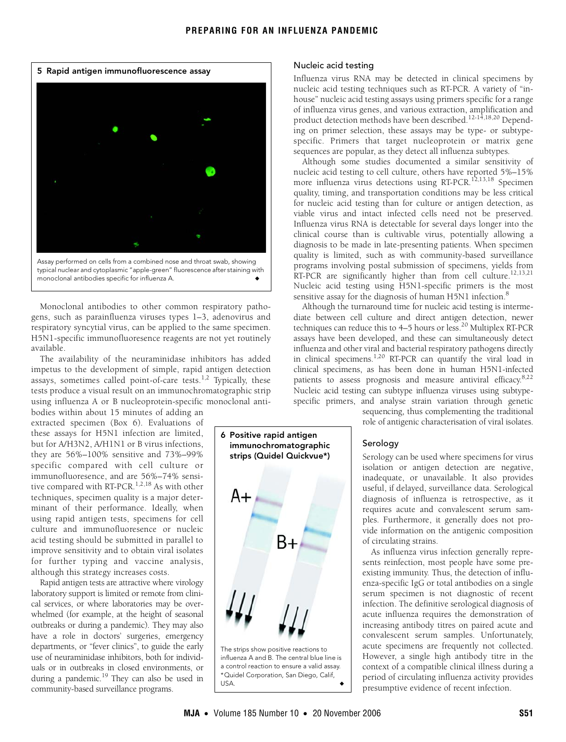### 5 Rapid antigen immunofluorescence assay

Assay performed on cells from a combined nose and throat swab, showing typical nuclear and cytoplasmic "apple-green" fluorescence after staining with monoclonal antibodies specific for influenza A. ◆

Monoclonal antibodies to other common respiratory pathogens, such as parainfluenza viruses types 1–3, adenovirus and respiratory syncytial virus, can be applied to the same specimen. H5N1-specific immunofluoresence reagents are not yet routinely available.

The availability of the neuraminidase inhibitors has added impetus to the development of simple, rapid antigen detection assays, sometimes called point-of-care tests.[1,2] Typically, these tests produce a visual result on an immunochromatographic strip using influenza A or B nucleoprotein-specific monoclonal antibodies within about 15 minutes of adding an extracted specimen (Box 6). Evaluations of these assays for H5N1 infection are limited, but for A/H3N2, A/H1N1 or B virus infections, they are 56%–100% sensitive and 73%–99% specific compared with cell culture or immunofluoresence, and are 56%–74% sensitive compared with RT-PCR.[1,2,18] As with other techniques, specimen quality is a major determinant of their performance. Ideally, when using rapid antigen tests, specimens for cell culture and immunofluoresence or nucleic acid testing should be submitted in parallel to improve sensitivity and to obtain viral isolates for further typing and vaccine analysis, although this strategy increases costs.

Rapid antigen tests are attractive where virology laboratory support is limited or remote from clinical services, or where laboratories may be overwhelmed (for example, at the height of seasonal outbreaks or during a pandemic). They may also have a role in doctors' surgeries, emergency departments, or "fever clinics", to guide the early use of neuraminidase inhibitors, both for individuals or in outbreaks in closed environments, or during a pandemic.[19] They can also be used in community-based surveillance programs.

### 6 Positive rapid antigen immunochromatographic strips (Quidel Quickvue*)

The strips show positive reactions to influenza A and B. The central blue line is a control reaction to ensure a valid assay.
*Quidel Corporation, San Diego, Calif, USA. ◆

## Nucleic acid testing

Influenza virus RNA may be detected in clinical specimens by nucleic acid testing techniques such as RT-PCR. A variety of "in-house" nucleic acid testing assays using primers specific for a range of influenza virus genes, and various extraction, amplification and product detection methods have been described.[12-14,18,20] Depending on primer selection, these assays may be type- or subtype-specific. Primers that target nucleoprotein or matrix gene sequences are popular, as they detect all influenza subtypes.

Although some studies documented a similar sensitivity of nucleic acid testing to cell culture, others have reported 5%–15% more influenza virus detections using RT-PCR.[12,13,18] Specimen quality, timing, and transportation conditions may be less critical for nucleic acid testing than for culture or antigen detection, as viable virus and intact infected cells need not be preserved. Influenza virus RNA is detectable for several days longer into the clinical course than is cultivable virus, potentially allowing a diagnosis to be made in late-presenting patients. When specimen quality is limited, such as with community-based surveillance programs involving postal submission of specimens, yields from RT-PCR are significantly higher than from cell culture.[12,13,21] Nucleic acid testing using H5N1-specific primers is the most sensitive assay for the diagnosis of human H5N1 infection.[8]

Although the turnaround time for nucleic acid testing is intermediate between cell culture and direct antigen detection, newer techniques can reduce this to 4–5 hours or less.[20] Multiplex RT-PCR assays have been developed, and these can simultaneously detect influenza and other viral and bacterial respiratory pathogens directly in clinical specimens.[1,20] RT-PCR can quantify the viral load in clinical specimens, as has been done in human H5N1-infected patients to assess prognosis and measure antiviral efficacy.[8,22] Nucleic acid testing can subtype influenza viruses using subtype-specific primers, and analyse strain variation through genetic sequencing, thus complementing the traditional role of antigenic characterisation of viral isolates.

## Serology

Serology can be used where specimens for virus isolation or antigen detection are negative, inadequate, or unavailable. It also provides useful, if delayed, surveillance data. Serological diagnosis of influenza is retrospective, as it requires acute and convalescent serum samples. Furthermore, it generally does not provide information on the antigenic composition of circulating strains.

As influenza virus infection generally represents reinfection, most people have some pre-existing immunity. Thus, the detection of influenza-specific IgG or total antibodies on a single serum specimen is not diagnostic of recent infection. The definitive serological diagnosis of acute influenza requires the demonstration of increasing antibody titres on paired acute and convalescent serum samples. Unfortunately, acute specimens are frequently not collected. However, a single high antibody titre in the context of a compatible clinical illness during a period of circulating influenza activity provides presumptive evidence of recent infection.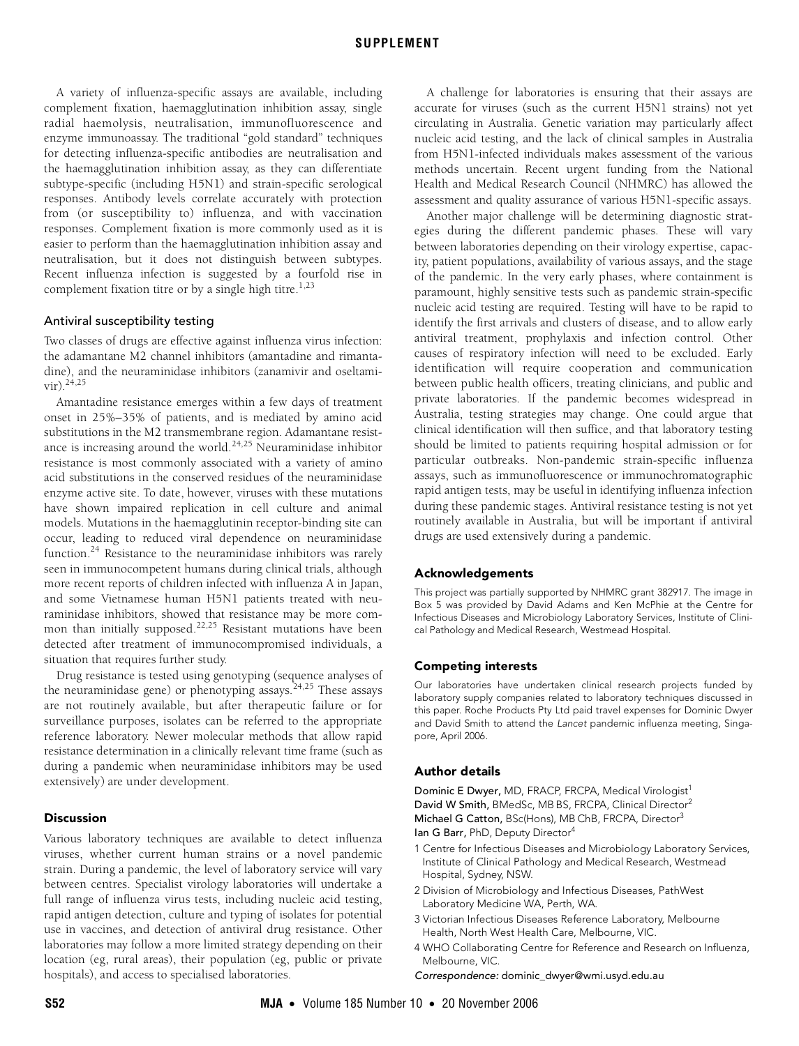A variety of influenza-specific assays are available, including complement fixation, haemagglutination inhibition assay, single radial haemolysis, neutralisation, immunofluorescence and enzyme immunoassay. The traditional "gold standard" techniques for detecting influenza-specific antibodies are neutralisation and the haemagglutination inhibition assay, as they can differentiate subtype-specific (including H5N1) and strain-specific serological responses. Antibody levels correlate accurately with protection from (or susceptibility to) influenza, and with vaccination responses. Complement fixation is more commonly used as it is easier to perform than the haemagglutination inhibition assay and neutralisation, but it does not distinguish between subtypes. Recent influenza infection is suggested by a fourfold rise in complement fixation titre or by a single high titre.[1,23]

### Antiviral susceptibility testing

Two classes of drugs are effective against influenza virus infection: the adamantane M2 channel inhibitors (amantadine and rimantadine), and the neuraminidase inhibitors (zanamivir and oseltamivir).[24,25]

Amantadine resistance emerges within a few days of treatment onset in 25%–35% of patients, and is mediated by amino acid substitutions in the M2 transmembrane region. Adamantane resistance is increasing around the world.[24,25] Neuraminidase inhibitor resistance is most commonly associated with a variety of amino acid substitutions in the conserved residues of the neuraminidase enzyme active site. To date, however, viruses with these mutations have shown impaired replication in cell culture and animal models. Mutations in the haemagglutinin receptor-binding site can occur, leading to reduced viral dependence on neuraminidase function.[24] Resistance to the neuraminidase inhibitors was rarely seen in immunocompetent humans during clinical trials, although more recent reports of children infected with influenza A in Japan, and some Vietnamese human H5N1 patients treated with neuraminidase inhibitors, showed that resistance may be more common than initially supposed.[22,25] Resistant mutations have been detected after treatment of immunocompromised individuals, a situation that requires further study.

Drug resistance is tested using genotyping (sequence analyses of the neuraminidase gene) or phenotyping assays.[24,25] These assays are not routinely available, but after therapeutic failure or for surveillance purposes, isolates can be referred to the appropriate reference laboratory. Newer molecular methods that allow rapid resistance determination in a clinically relevant time frame (such as during a pandemic when neuraminidase inhibitors may be used extensively) are under development.

## Discussion

Various laboratory techniques are available to detect influenza viruses, whether current human strains or a novel pandemic strain. During a pandemic, the level of laboratory service will vary between centres. Specialist virology laboratories will undertake a full range of influenza virus tests, including nucleic acid testing, rapid antigen detection, culture and typing of isolates for potential use in vaccines, and detection of antiviral drug resistance. Other laboratories may follow a more limited strategy depending on their location (eg, rural areas), their population (eg, public or private hospitals), and access to specialised laboratories.

A challenge for laboratories is ensuring that their assays are accurate for viruses (such as the current H5N1 strains) not yet circulating in Australia. Genetic variation may particularly affect nucleic acid testing, and the lack of clinical samples in Australia from H5N1-infected individuals makes assessment of the various methods uncertain. Recent urgent funding from the National Health and Medical Research Council (NHMRC) has allowed the assessment and quality assurance of various H5N1-specific assays.

Another major challenge will be determining diagnostic strategies during the different pandemic phases. These will vary between laboratories depending on their virology expertise, capacity, patient populations, availability of various assays, and the stage of the pandemic. In the very early phases, where containment is paramount, highly sensitive tests such as pandemic strain-specific nucleic acid testing are required. Testing will have to be rapid to identify the first arrivals and clusters of disease, and to allow early antiviral treatment, prophylaxis and infection control. Other causes of respiratory infection will need to be excluded. Early identification will require cooperation and communication between public health officers, treating clinicians, and public and private laboratories. If the pandemic becomes widespread in Australia, testing strategies may change. One could argue that clinical identification will then suffice, and that laboratory testing should be limited to patients requiring hospital admission or for particular outbreaks. Non-pandemic strain-specific influenza assays, such as immunofluorescence or immunochromatographic rapid antigen tests, may be useful in identifying influenza infection during these pandemic stages. Antiviral resistance testing is not yet routinely available in Australia, but will be important if antiviral drugs are used extensively during a pandemic.

### Acknowledgements

This project was partially supported by NHMRC grant 382917. The image in Box 5 was provided by David Adams and Ken McPhie at the Centre for Infectious Diseases and Microbiology Laboratory Services, Institute of Clinical Pathology and Medical Research, Westmead Hospital.

### Competing interests

Our laboratories have undertaken clinical research projects funded by laboratory supply companies related to laboratory techniques discussed in this paper. Roche Products Pty Ltd paid travel expenses for Dominic Dwyer and David Smith to attend the *Lancet* pandemic influenza meeting, Singapore, April 2006.

### Author details

**Dominic E Dwyer,** MD, FRACP, FRCPA, Medical Virologist[1]
**David W Smith,** BMedSc, MB BS, FRCPA, Clinical Director[2]
**Michael G Catton,** BSc(Hons), MB ChB, FRCPA, Director[3]
**Ian G Barr,** PhD, Deputy Director[4]

1 Centre for Infectious Diseases and Microbiology Laboratory Services, Institute of Clinical Pathology and Medical Research, Westmead Hospital, Sydney, NSW.
2 Division of Microbiology and Infectious Diseases, PathWest Laboratory Medicine WA, Perth, WA.
3 Victorian Infectious Diseases Reference Laboratory, Melbourne Health, North West Health Care, Melbourne, VIC.
4 WHO Collaborating Centre for Reference and Research on Influenza, Melbourne, VIC.

*Correspondence:* dominic_dwyer@wmi.usyd.edu.au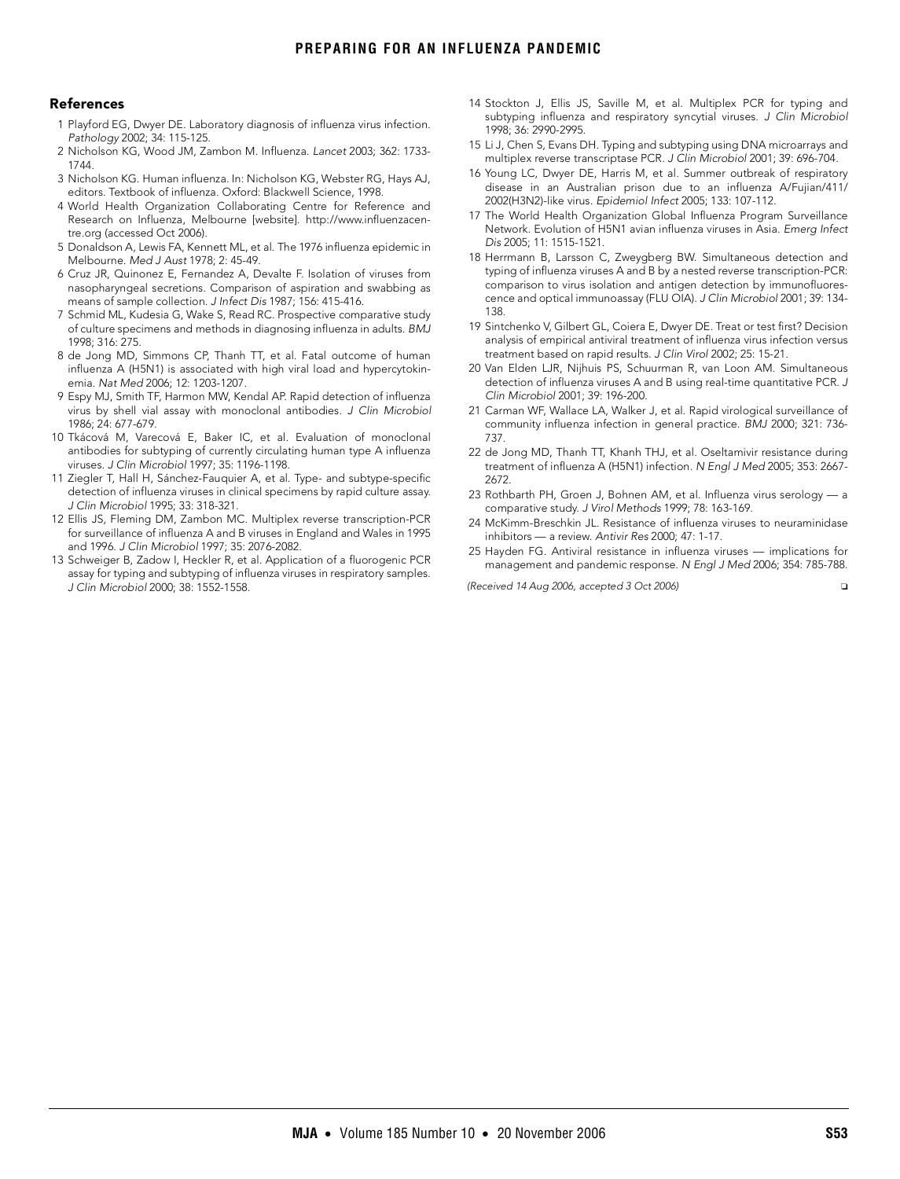## References

1 Playford EG, Dwyer DE. Laboratory diagnosis of influenza virus infection. *Pathology* 2002; 34: 115-125.

2 Nicholson KG, Wood JM, Zambon M. Influenza. *Lancet* 2003; 362: 1733-1744.

3 Nicholson KG. Human influenza. In: Nicholson KG, Webster RG, Hays AJ, editors. Textbook of influenza. Oxford: Blackwell Science, 1998.

4 World Health Organization Collaborating Centre for Reference and Research on Influenza, Melbourne [website]. http://www.influenzacentre.org (accessed Oct 2006).

5 Donaldson A, Lewis FA, Kennett ML, et al. The 1976 influenza epidemic in Melbourne. *Med J Aust* 1978; 2: 45-49.

6 Cruz JR, Quinonez E, Fernandez A, Devalte F. Isolation of viruses from nasopharyngeal secretions. Comparison of aspiration and swabbing as means of sample collection. *J Infect Dis* 1987; 156: 415-416.

7 Schmid ML, Kudesia G, Wake S, Read RC. Prospective comparative study of culture specimens and methods in diagnosing influenza in adults. *BMJ* 1998; 316: 275.

8 de Jong MD, Simmons CP, Thanh TT, et al. Fatal outcome of human influenza A (H5N1) is associated with high viral load and hypercytokinemia. *Nat Med* 2006; 12: 1203-1207.

9 Espy MJ, Smith TF, Harmon MW, Kendal AP. Rapid detection of influenza virus by shell vial assay with monoclonal antibodies. *J Clin Microbiol* 1986; 24: 677-679.

10 Tkácová M, Varecová E, Baker IC, et al. Evaluation of monoclonal antibodies for subtyping of currently circulating human type A influenza viruses. *J Clin Microbiol* 1997; 35: 1196-1198.

11 Ziegler T, Hall H, Sánchez-Fauquier A, et al. Type- and subtype-specific detection of influenza viruses in clinical specimens by rapid culture assay. *J Clin Microbiol* 1995; 33: 318-321.

12 Ellis JS, Fleming DM, Zambon MC. Multiplex reverse transcription-PCR for surveillance of influenza A and B viruses in England and Wales in 1995 and 1996. *J Clin Microbiol* 1997; 35: 2076-2082.

13 Schweiger B, Zadow I, Heckler R, et al. Application of a fluorogenic PCR assay for typing and subtyping of influenza viruses in respiratory samples. *J Clin Microbiol* 2000; 38: 1552-1558.

14 Stockton J, Ellis JS, Saville M, et al. Multiplex PCR for typing and subtyping influenza and respiratory syncytial viruses. *J Clin Microbiol* 1998; 36: 2990-2995.

15 Li J, Chen S, Evans DH. Typing and subtyping using DNA microarrays and multiplex reverse transcriptase PCR. *J Clin Microbiol* 2001; 39: 696-704.

16 Young LC, Dwyer DE, Harris M, et al. Summer outbreak of respiratory disease in an Australian prison due to an influenza A/Fujian/411/2002(H3N2)-like virus. *Epidemiol Infect* 2005; 133: 107-112.

17 The World Health Organization Global Influenza Program Surveillance Network. Evolution of H5N1 avian influenza viruses in Asia. *Emerg Infect Dis* 2005; 11: 1515-1521.

18 Herrmann B, Larsson C, Zweygberg BW. Simultaneous detection and typing of influenza viruses A and B by a nested reverse transcription-PCR: comparison to virus isolation and antigen detection by immunofluorescence and optical immunoassay (FLU OIA). *J Clin Microbiol* 2001; 39: 134-138.

19 Sintchenko V, Gilbert GL, Coiera E, Dwyer DE. Treat or test first? Decision analysis of empirical antiviral treatment of influenza virus infection versus treatment based on rapid results. *J Clin Virol* 2002; 25: 15-21.

20 Van Elden LJR, Nijhuis PS, Schuurman R, van Loon AM. Simultaneous detection of influenza viruses A and B using real-time quantitative PCR. *J Clin Microbiol* 2001; 39: 196-200.

21 Carman WF, Wallace LA, Walker J, et al. Rapid virological surveillance of community influenza infection in general practice. *BMJ* 2000; 321: 736-737.

22 de Jong MD, Thanh TT, Khanh THJ, et al. Oseltamivir resistance during treatment of influenza A (H5N1) infection. *N Engl J Med* 2005; 353: 2667-2672.

23 Rothbarth PH, Groen J, Bohnen AM, et al. Influenza virus serology — a comparative study. *J Virol Methods* 1999; 78: 163-169.

24 McKimm-Breschkin JL. Resistance of influenza viruses to neuraminidase inhibitors — a review. *Antivir Res* 2000; 47: 1-17.

25 Hayden FG. Antiviral resistance in influenza viruses — implications for management and pandemic response. *N Engl J Med* 2006; 354: 785-788.

*(Received 14 Aug 2006, accepted 3 Oct 2006)*